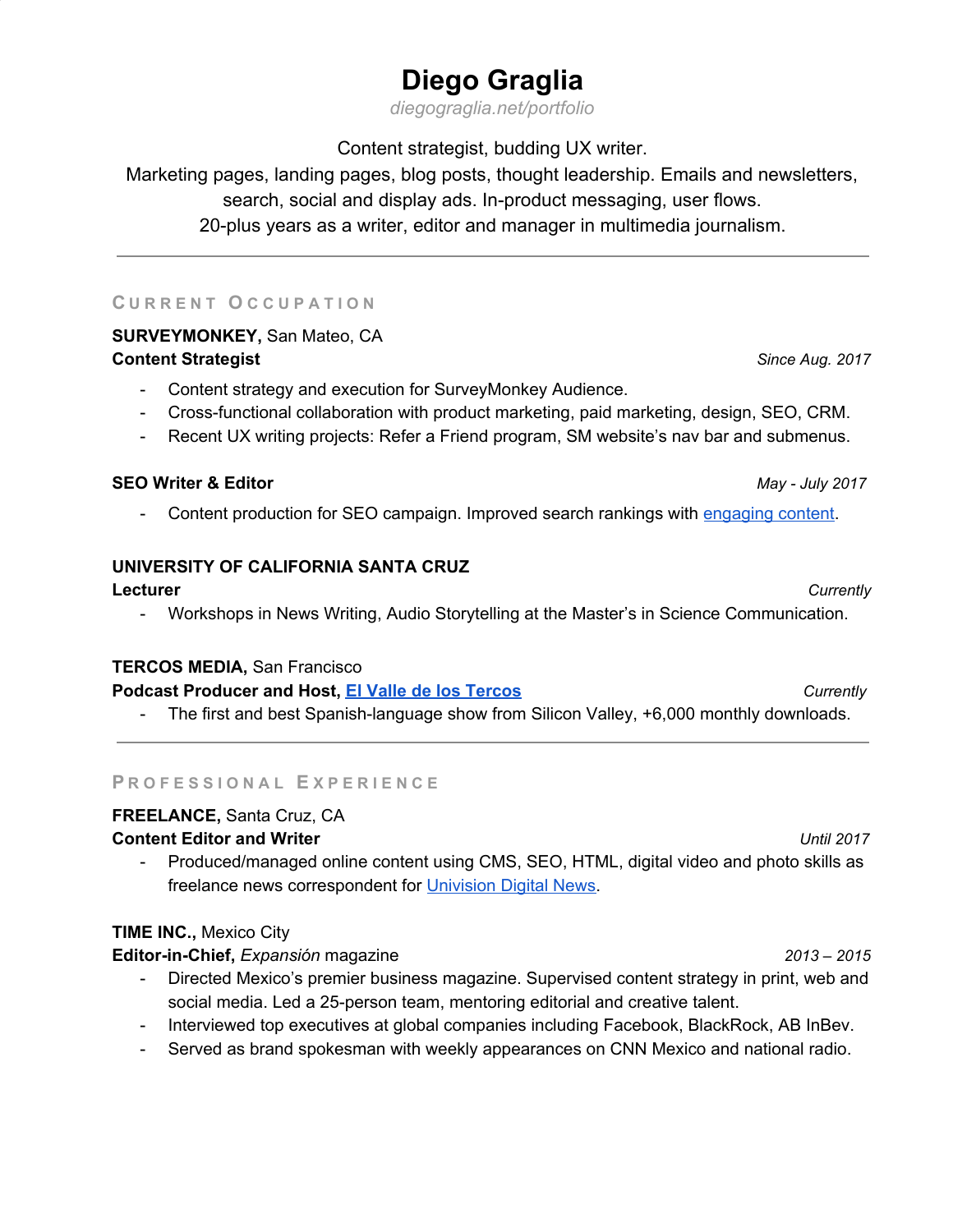# Diego Graglia

*diegograglia.net/portfolio*

Content strategist, budding UX writer.
Marketing pages, landing pages, blog posts, thought leadership. Emails and newsletters, search, social and display ads. In-product messaging, user flows.
20-plus years as a writer, editor and manager in multimedia journalism.

---

## Current Occupation

**SURVEYMONKEY,** San Mateo, CA
**Content Strategist** — *Since Aug. 2017*

- Content strategy and execution for SurveyMonkey Audience.
- Cross-functional collaboration with product marketing, paid marketing, design, SEO, CRM.
- Recent UX writing projects: Refer a Friend program, SM website's nav bar and submenus.

**SEO Writer & Editor** — *May - July 2017*

- Content production for SEO campaign. Improved search rankings with engaging content.

**UNIVERSITY OF CALIFORNIA SANTA CRUZ**
**Lecturer** — *Currently*

- Workshops in News Writing, Audio Storytelling at the Master's in Science Communication.

**TERCOS MEDIA,** San Francisco
**Podcast Producer and Host, El Valle de los Tercos** — *Currently*

- The first and best Spanish-language show from Silicon Valley, +6,000 monthly downloads.

---

## Professional Experience

**FREELANCE,** Santa Cruz, CA
**Content Editor and Writer** — *Until 2017*

- Produced/managed online content using CMS, SEO, HTML, digital video and photo skills as freelance news correspondent for Univision Digital News.

**TIME INC.,** Mexico City
**Editor-in-Chief,** *Expansión* magazine — *2013 – 2015*

- Directed Mexico's premier business magazine. Supervised content strategy in print, web and social media. Led a 25-person team, mentoring editorial and creative talent.
- Interviewed top executives at global companies including Facebook, BlackRock, AB InBev.
- Served as brand spokesman with weekly appearances on CNN Mexico and national radio.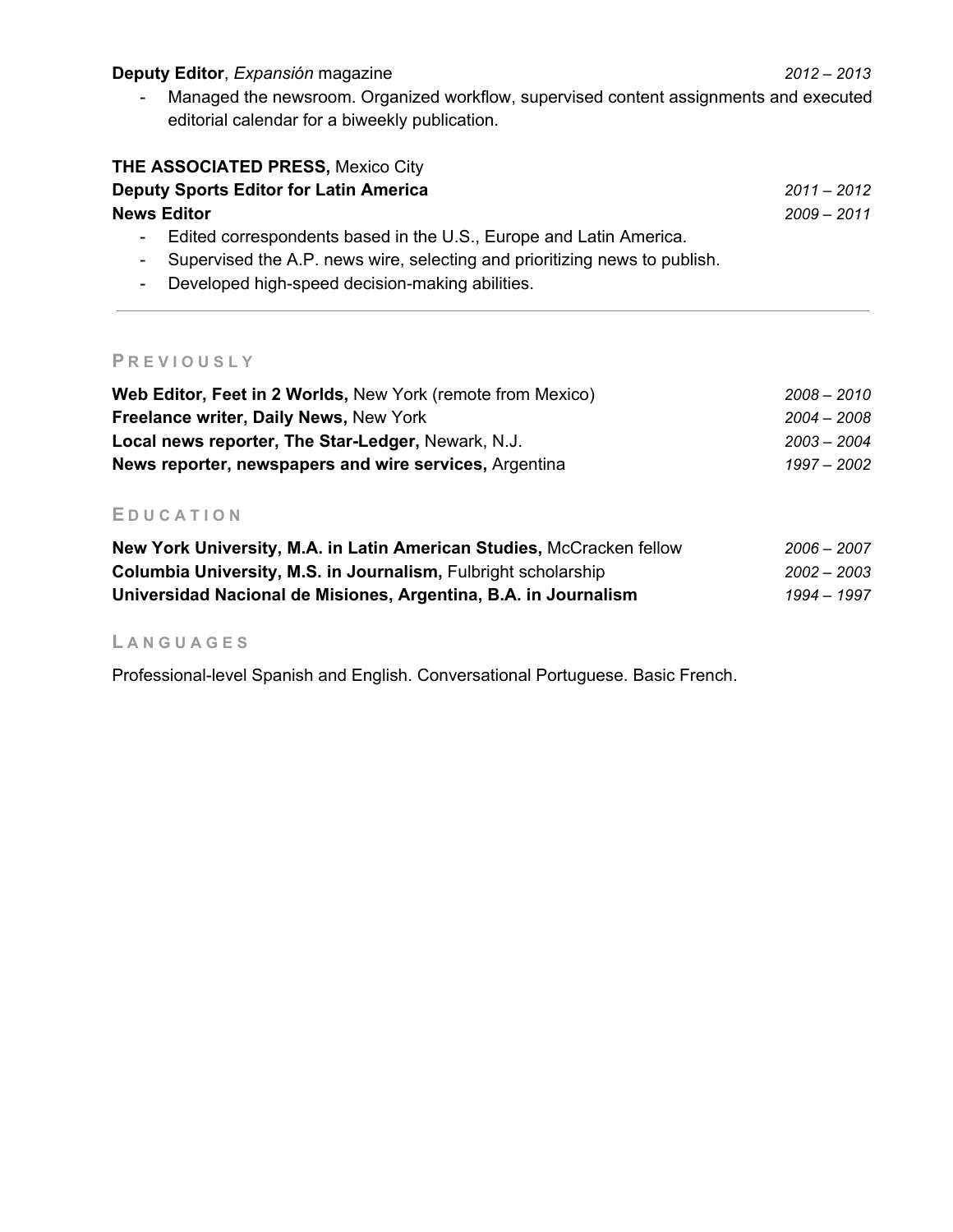**Deputy Editor**, *Expansión* magazine *2012 – 2013*

- Managed the newsroom. Organized workflow, supervised content assignments and executed editorial calendar for a biweekly publication.

**THE ASSOCIATED PRESS,** Mexico City

**Deputy Sports Editor for Latin America** *2011 – 2012*

**News Editor** *2009 – 2011*

- Edited correspondents based in the U.S., Europe and Latin America.
- Supervised the A.P. news wire, selecting and prioritizing news to publish.
- Developed high-speed decision-making abilities.

---

## PREVIOUSLY

**Web Editor, Feet in 2 Worlds,** New York (remote from Mexico) *2008 – 2010*

**Freelance writer, Daily News,** New York *2004 – 2008*

**Local news reporter, The Star-Ledger,** Newark, N.J. *2003 – 2004*

**News reporter, newspapers and wire services,** Argentina *1997 – 2002*

## EDUCATION

**New York University, M.A. in Latin American Studies,** McCracken fellow *2006 – 2007*

**Columbia University, M.S. in Journalism,** Fulbright scholarship *2002 – 2003*

**Universidad Nacional de Misiones, Argentina, B.A. in Journalism** *1994 – 1997*

## LANGUAGES

Professional-level Spanish and English. Conversational Portuguese. Basic French.